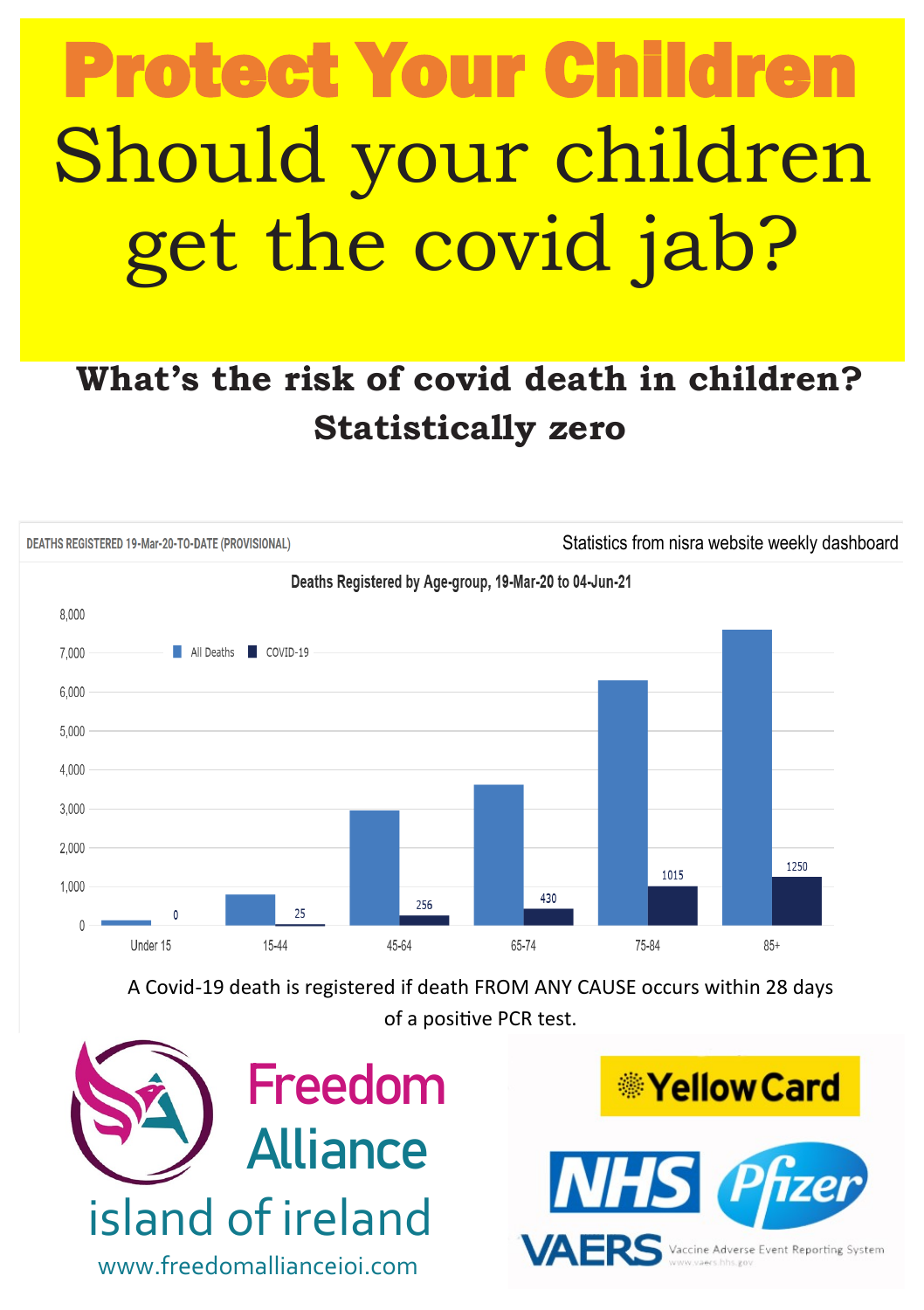# Protect Your Children

# Should your children get the covid jab?

## What's the risk of covid death in children? Statistically zero

DEATHS REGISTERED 19-Mar-20-TO-DATE (PROVISIONAL)

Statistics from nisra website weekly dashboard

**Deaths Registered by Age-group, 19-Mar-20 to 04-Jun-21**

| Age group | All Deaths | COVID-19 |
|---|---|---|
| Under 15 | | 0 |
| 15-44 | | 25 |
| 45-64 | | 256 |
| 65-74 | | 430 |
| 75-84 | | 1015 |
| 85+ | | 1250 |

A Covid-19 death is registered if death FROM ANY CAUSE occurs within 28 days of a positive PCR test.

Freedom Alliance island of ireland

www.freedomallianceioi.com

Yellow Card

NHS

Pfizer

VAERS Vaccine Adverse Event Reporting System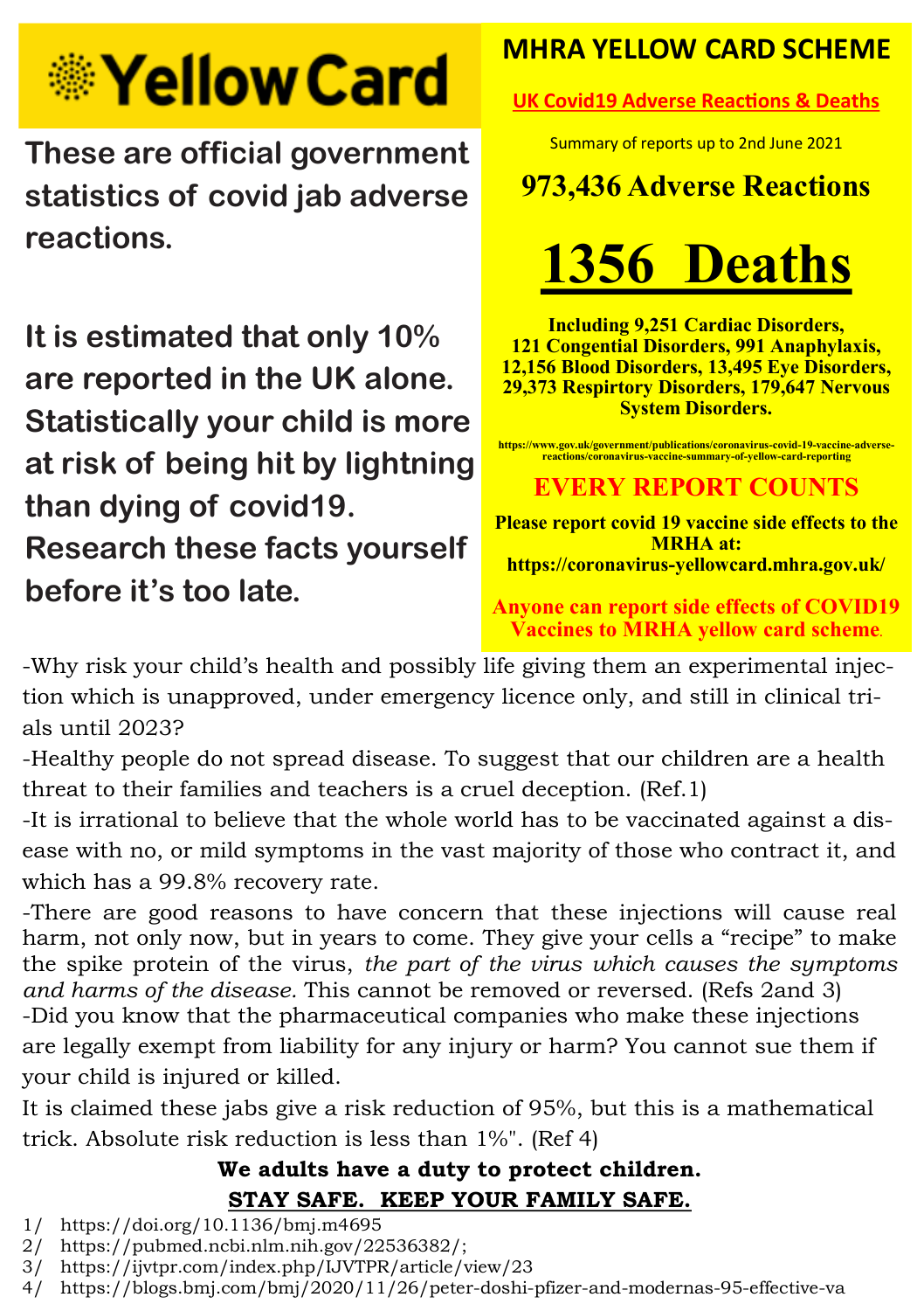# Yellow Card

**These are official government statistics of covid jab adverse reactions.**

**It is estimated that only 10% are reported in the UK alone. Statistically your child is more at risk of being hit by lightning than dying of covid19. Research these facts yourself before it's too late.**

## MHRA YELLOW CARD SCHEME

**UK Covid19 Adverse Reactions & Deaths**

Summary of reports up to 2nd June 2021

**973,436 Adverse Reactions**

# 1356 Deaths

**Including 9,251 Cardiac Disorders, 121 Congential Disorders, 991 Anaphylaxis, 12,156 Blood Disorders, 13,495 Eye Disorders, 29,373 Respitory Disorders, 179,647 Nervous System Disorders.**

https://www.gov.uk/government/publications/coronavirus-covid-19-vaccine-adverse-reactions/coronavirus-vaccine-summary-of-yellow-card-reporting

**EVERY REPORT COUNTS**

**Please report covid 19 vaccine side effects to the MRHA at: https://coronavirus-yellowcard.mhra.gov.uk/**

**Anyone can report side effects of COVID19 Vaccines to MRHA yellow card scheme.**

-Why risk your child's health and possibly life giving them an experimental injection which is unapproved, under emergency licence only, and still in clinical trials until 2023?

-Healthy people do not spread disease. To suggest that our children are a health threat to their families and teachers is a cruel deception. (Ref.1)

-It is irrational to believe that the whole world has to be vaccinated against a disease with no, or mild symptoms in the vast majority of those who contract it, and which has a 99.8% recovery rate.

-There are good reasons to have concern that these injections will cause real harm, not only now, but in years to come. They give your cells a "recipe" to make the spike protein of the virus, *the part of the virus which causes the symptoms and harms of the disease.* This cannot be removed or reversed. (Refs 2and 3)

-Did you know that the pharmaceutical companies who make these injections are legally exempt from liability for any injury or harm? You cannot sue them if your child is injured or killed.

It is claimed these jabs give a risk reduction of 95%, but this is a mathematical trick. Absolute risk reduction is less than 1%". (Ref 4)

**We adults have a duty to protect children.**

**STAY SAFE. KEEP YOUR FAMILY SAFE.**

1/ https://doi.org/10.1136/bmj.m4695
2/ https://pubmed.ncbi.nlm.nih.gov/22536382/;
3/ https://ijvtpr.com/index.php/IJVTPR/article/view/23
4/ https://blogs.bmj.com/bmj/2020/11/26/peter-doshi-pfizer-and-modernas-95-effective-va